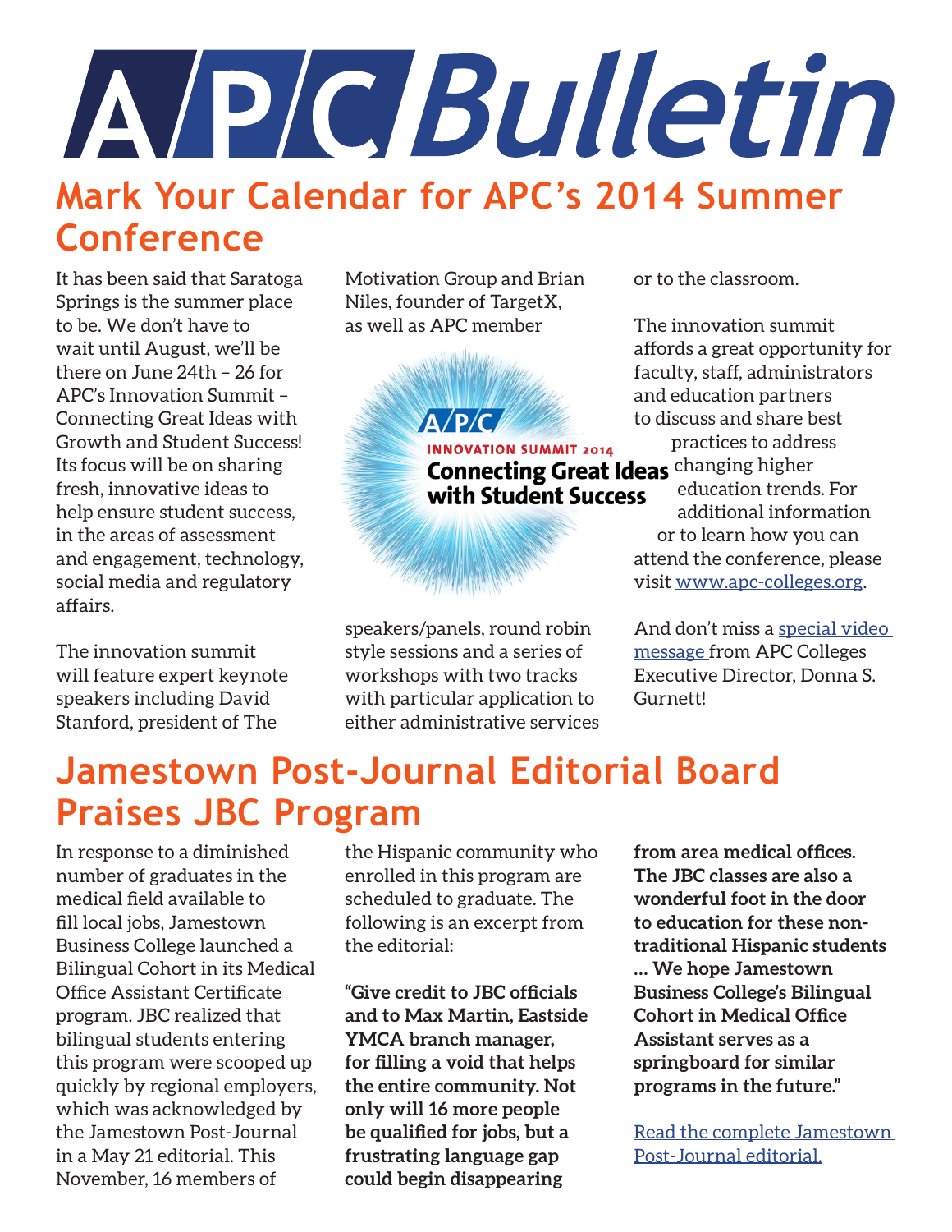# APC Bulletin

## Mark Your Calendar for APC's 2014 Summer Conference

It has been said that Saratoga Springs is the summer place to be. We don't have to wait until August, we'll be there on June 24th – 26 for APC's Innovation Summit – Connecting Great Ideas with Growth and Student Success! Its focus will be on sharing fresh, innovative ideas to help ensure student success, in the areas of assessment and engagement, technology, social media and regulatory affairs.

The innovation summit will feature expert keynote speakers including David Stanford, president of The Motivation Group and Brian Niles, founder of TargetX, as well as APC member speakers/panels, round robin style sessions and a series of workshops with two tracks with particular application to either administrative services or to the classroom.

A/P/C
INNOVATION SUMMIT 2014
**Connecting Great Ideas with Student Success**

The innovation summit affords a great opportunity for faculty, staff, administrators and education partners to discuss and share best practices to address changing higher education trends. For additional information or to learn how you can attend the conference, please visit [www.apc-colleges.org](www.apc-colleges.org).

And don't miss a [special video message](#) from APC Colleges Executive Director, Donna S. Gurnett!

## Jamestown Post-Journal Editorial Board Praises JBC Program

In response to a diminished number of graduates in the medical field available to fill local jobs, Jamestown Business College launched a Bilingual Cohort in its Medical Office Assistant Certificate program. JBC realized that bilingual students entering this program were scooped up quickly by regional employers, which was acknowledged by the Jamestown Post-Journal in a May 21 editorial. This November, 16 members of the Hispanic community who enrolled in this program are scheduled to graduate. The following is an excerpt from the editorial:

**"Give credit to JBC officials and to Max Martin, Eastside YMCA branch manager, for filling a void that helps the entire community. Not only will 16 more people be qualified for jobs, but a frustrating language gap could begin disappearing from area medical offices. The JBC classes are also a wonderful foot in the door to education for these non-traditional Hispanic students ... We hope Jamestown Business College's Bilingual Cohort in Medical Office Assistant serves as a springboard for similar programs in the future."**

[Read the complete Jamestown Post-Journal editorial.](#)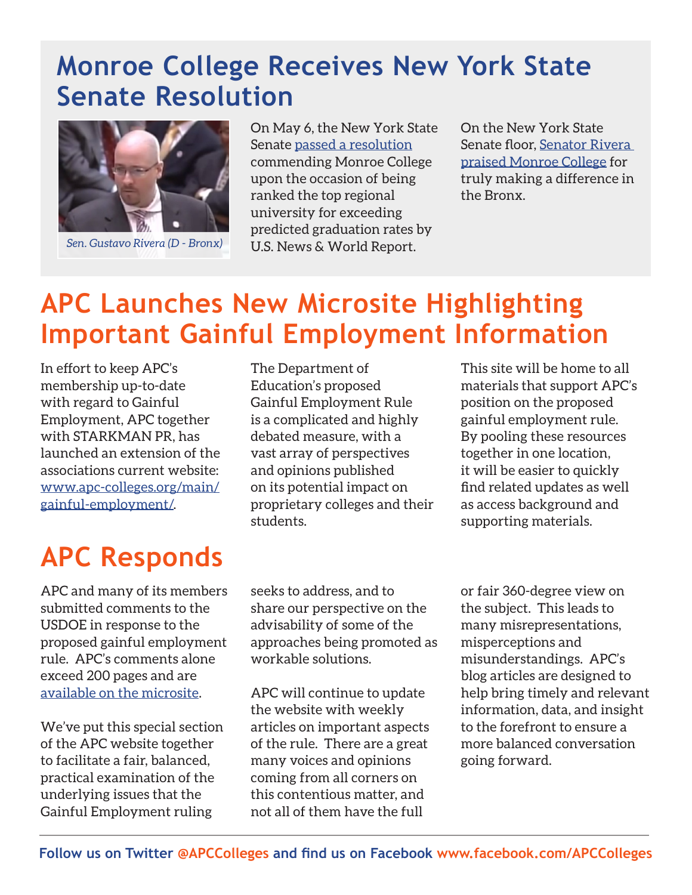# Monroe College Receives New York State Senate Resolution

*Sen. Gustavo Rivera (D - Bronx)*

On May 6, the New York State Senate passed a resolution commending Monroe College upon the occasion of being ranked the top regional university for exceeding predicted graduation rates by U.S. News & World Report.

On the New York State Senate floor, Senator Rivera praised Monroe College for truly making a difference in the Bronx.

# APC Launches New Microsite Highlighting Important Gainful Employment Information

In effort to keep APC's membership up-to-date with regard to Gainful Employment, APC together with STARKMAN PR, has launched an extension of the associations current website: www.apc-colleges.org/main/gainful-employment/.

The Department of Education's proposed Gainful Employment Rule is a complicated and highly debated measure, with a vast array of perspectives and opinions published on its potential impact on proprietary colleges and their students.

This site will be home to all materials that support APC's position on the proposed gainful employment rule. By pooling these resources together in one location, it will be easier to quickly find related updates as well as access background and supporting materials.

# APC Responds

APC and many of its members submitted comments to the USDOE in response to the proposed gainful employment rule. APC's comments alone exceed 200 pages and are available on the microsite.

We've put this special section of the APC website together to facilitate a fair, balanced, practical examination of the underlying issues that the Gainful Employment ruling seeks to address, and to share our perspective on the advisability of some of the approaches being promoted as workable solutions.

APC will continue to update the website with weekly articles on important aspects of the rule. There are a great many voices and opinions coming from all corners on this contentious matter, and not all of them have the full or fair 360-degree view on the subject. This leads to many misrepresentations, misperceptions and misunderstandings. APC's blog articles are designed to help bring timely and relevant information, data, and insight to the forefront to ensure a more balanced conversation going forward.

**Follow us on Twitter @APCColleges and find us on Facebook www.facebook.com/APCColleges**